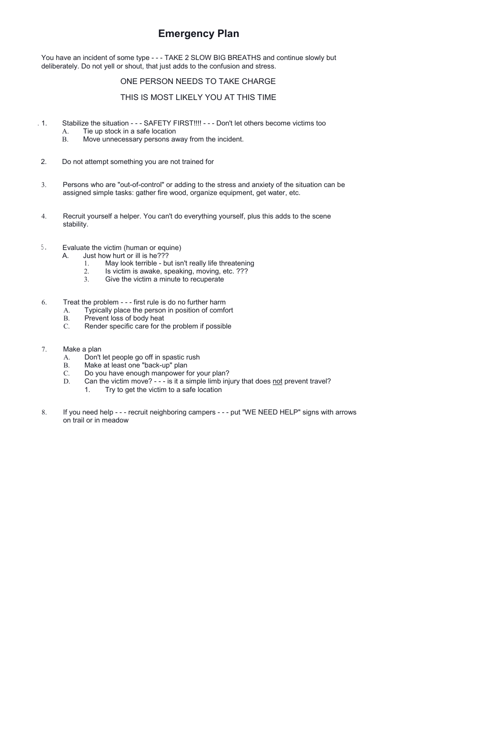# Emergency Plan

You have an incident of some type - - - TAKE 2 SLOW BIG BREATHS and continue slowly but deliberately. Do not yell or shout, that just adds to the confusion and stress.

ONE PERSON NEEDS TO TAKE CHARGE

THIS IS MOST LIKELY YOU AT THIS TIME

1. Stabilize the situation - - - SAFETY FIRST!!!! - - - Don't let others become victims too
   - A. Tie up stock in a safe location
   - B. Move unnecessary persons away from the incident.

2. Do not attempt something you are not trained for

3. Persons who are "out-of-control" or adding to the stress and anxiety of the situation can be assigned simple tasks: gather fire wood, organize equipment, get water, etc.

4. Recruit yourself a helper. You can't do everything yourself, plus this adds to the scene stability.

5. Evaluate the victim (human or equine)
   - A. Just how hurt or ill is he???
     1. May look terrible - but isn't really life threatening
     2. Is victim is awake, speaking, moving, etc. ???
     3. Give the victim a minute to recuperate

6. Treat the problem - - - first rule is do no further harm
   - A. Typically place the person in position of comfort
   - B. Prevent loss of body heat
   - C. Render specific care for the problem if possible

7. Make a plan
   - A. Don't let people go off in spastic rush
   - B. Make at least one "back-up" plan
   - C. Do you have enough manpower for your plan?
   - D. Can the victim move? - - - is it a simple limb injury that does <u>not</u> prevent travel?
     1. Try to get the victim to a safe location

8. If you need help - - - recruit neighboring campers - - - put "WE NEED HELP" signs with arrows on trail or in meadow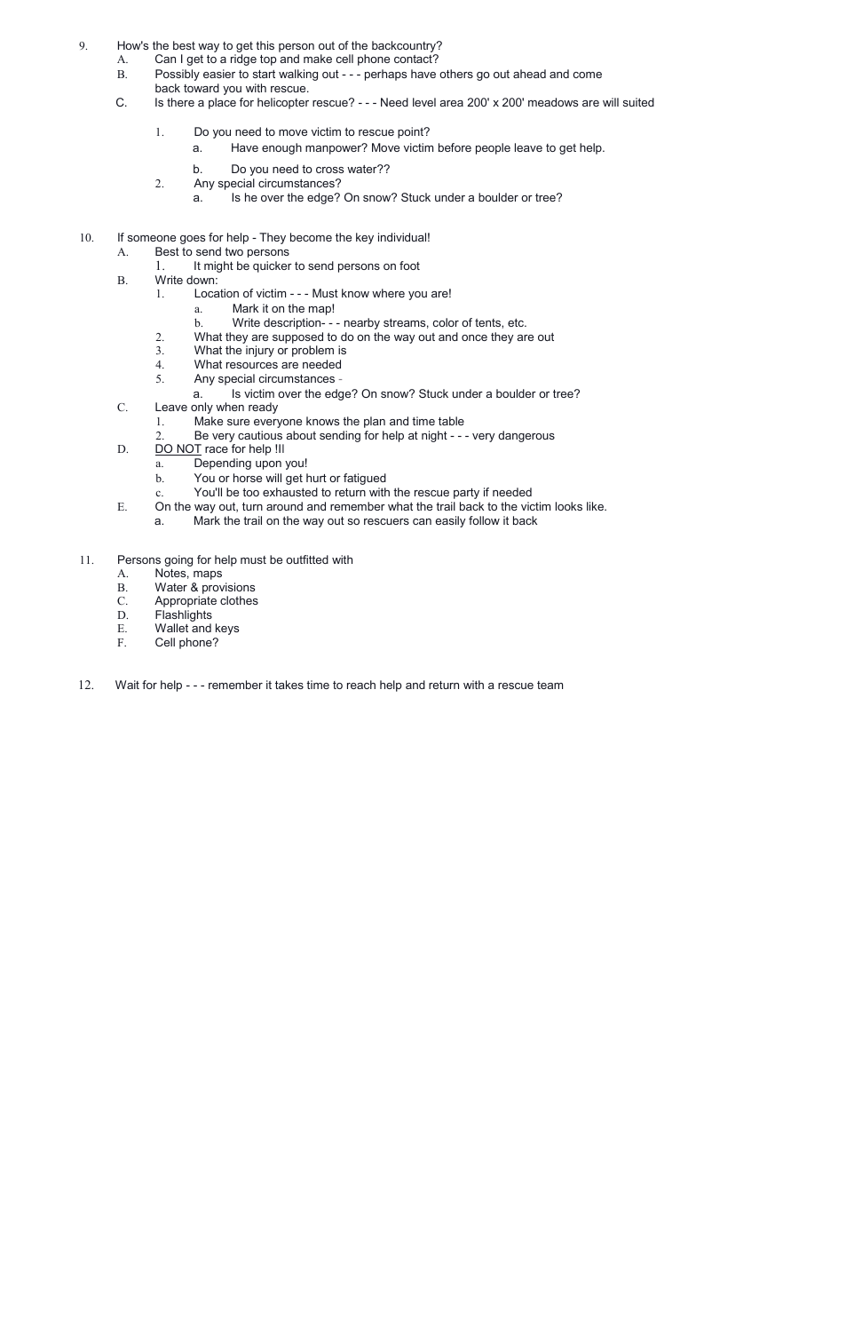9. How's the best way to get this person out of the backcountry?
   - A. Can I get to a ridge top and make cell phone contact?
   - B. Possibly easier to start walking out - - - perhaps have others go out ahead and come back toward you with rescue.
   - C. Is there a place for helicopter rescue? - - - Need level area 200' x 200' meadows are will suited
     1. Do you need to move victim to rescue point?
        - a. Have enough manpower? Move victim before people leave to get help.
        - b. Do you need to cross water??
     2. Any special circumstances?
        - a. Is he over the edge? On snow? Stuck under a boulder or tree?

10. If someone goes for help - They become the key individual!
    - A. Best to send two persons
      1. It might be quicker to send persons on foot
    - B. Write down:
      1. Location of victim - - - Must know where you are!
         - a. Mark it on the map!
         - b. Write description- - - nearby streams, color of tents, etc.
      2. What they are supposed to do on the way out and once they are out
      3. What the injury or problem is
      4. What resources are needed
      5. Any special circumstances -
         - a. Is victim over the edge? On snow? Stuck under a boulder or tree?
    - C. Leave only when ready
      1. Make sure everyone knows the plan and time table
      2. Be very cautious about sending for help at night - - - very dangerous
    - D. <u>DO NOT</u> race for help !!!
      - a. Depending upon you!
      - b. You or horse will get hurt or fatigued
      - c. You'll be too exhausted to return with the rescue party if needed
    - E. On the way out, turn around and remember what the trail back to the victim looks like.
      - a. Mark the trail on the way out so rescuers can easily follow it back

11. Persons going for help must be outfitted with
    - A. Notes, maps
    - B. Water & provisions
    - C. Appropriate clothes
    - D. Flashlights
    - E. Wallet and keys
    - F. Cell phone?

12. Wait for help - - - remember it takes time to reach help and return with a rescue team